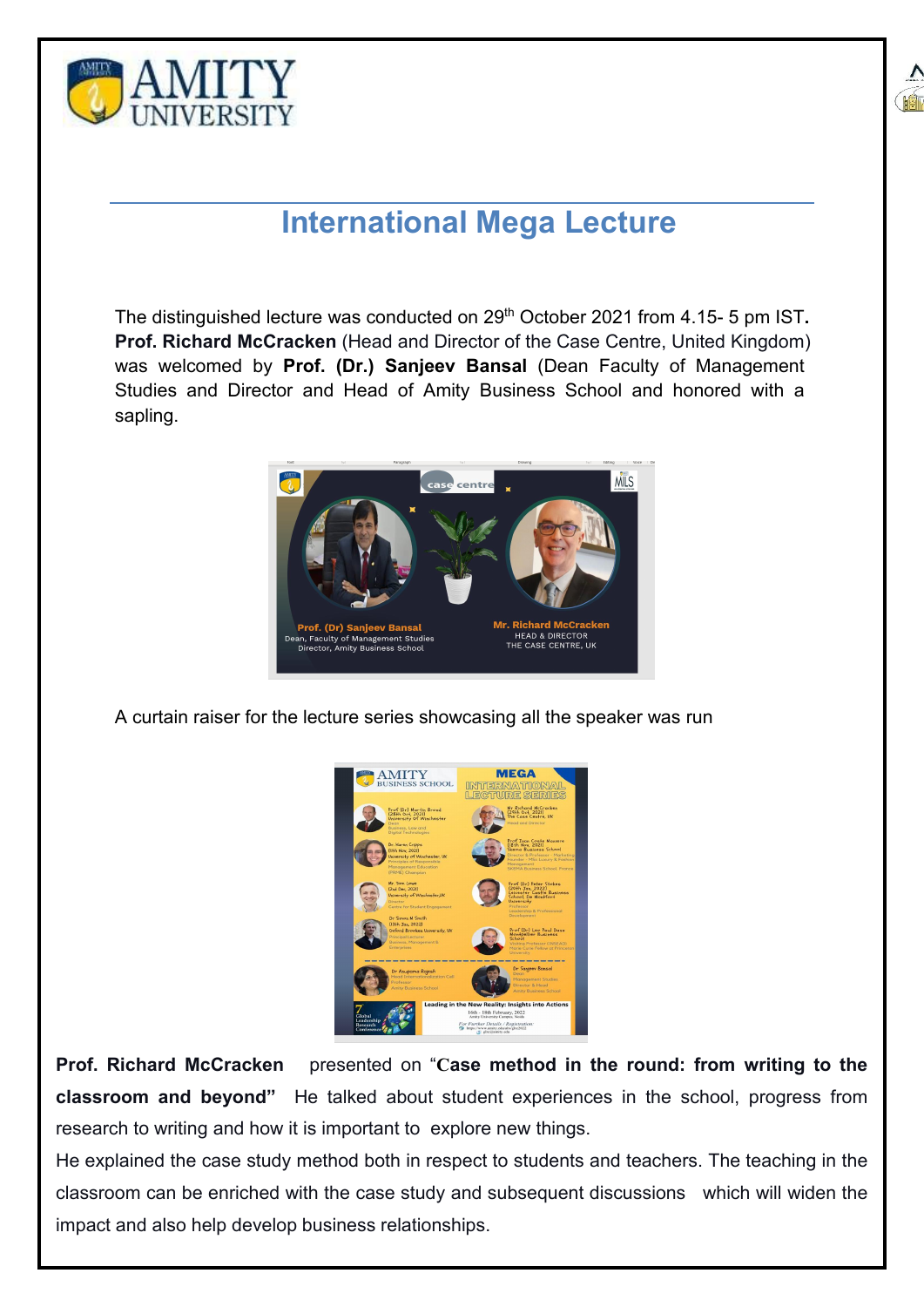# International Mega Lecture

The distinguished lecture was conducted on 29th October 2021 from 4.15- 5 pm IST. **Prof. Richard McCracken** (Head and Director of the Case Centre, United Kingdom) was welcomed by **Prof. (Dr.) Sanjeev Bansal** (Dean Faculty of Management Studies and Director and Head of Amity Business School and honored with a sapling.

A curtain raiser for the lecture series showcasing all the speaker was run

**Prof. Richard McCracken** presented on "**Case method in the round: from writing to the classroom and beyond"** He talked about student experiences in the school, progress from research to writing and how it is important to explore new things.

He explained the case study method both in respect to students and teachers. The teaching in the classroom can be enriched with the case study and subsequent discussions which will widen the impact and also help develop business relationships.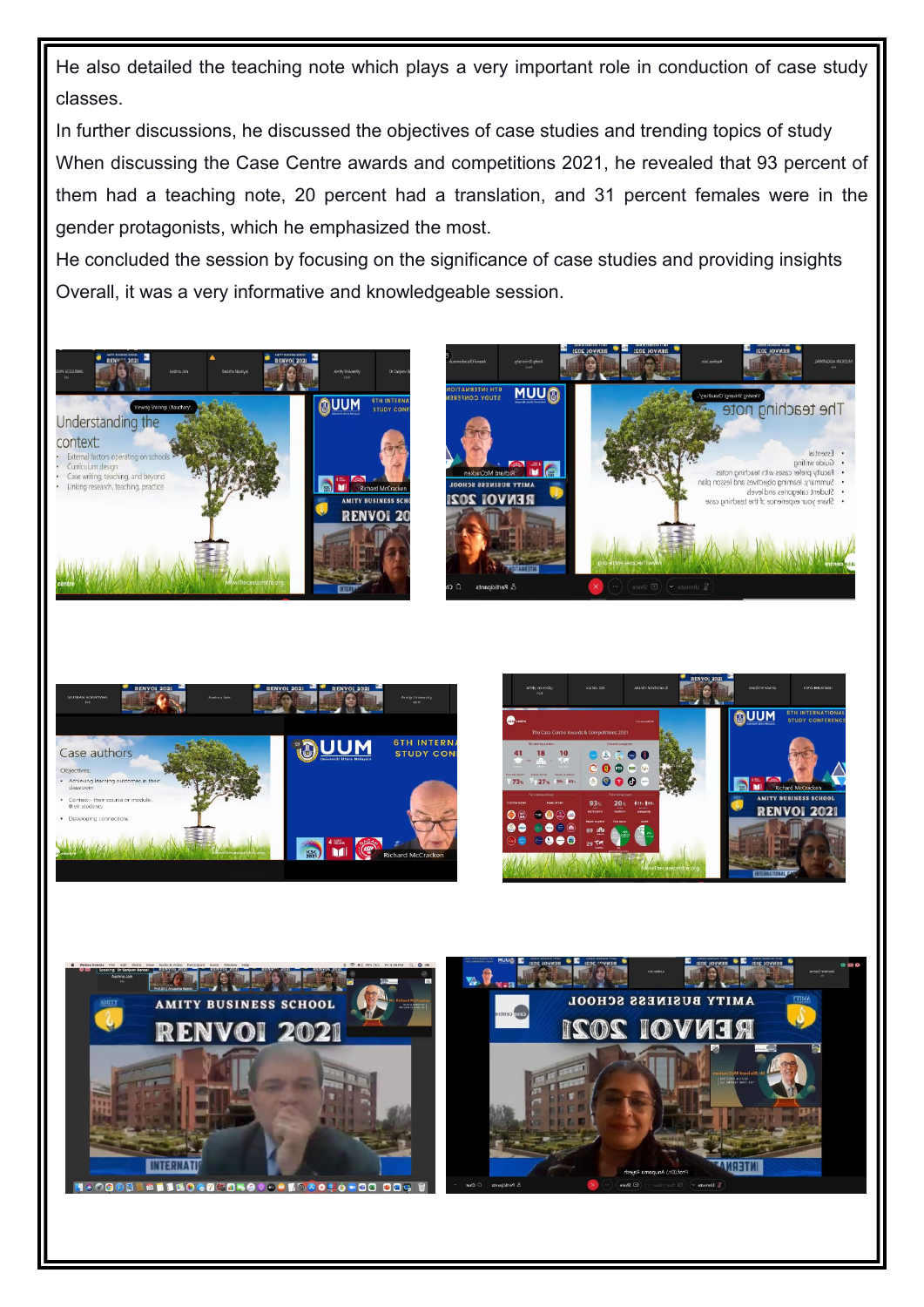He also detailed the teaching note which plays a very important role in conduction of case study classes.

In further discussions, he discussed the objectives of case studies and trending topics of study

When discussing the Case Centre awards and competitions 2021, he revealed that 93 percent of them had a teaching note, 20 percent had a translation, and 31 percent females were in the gender protagonists, which he emphasized the most.

He concluded the session by focusing on the significance of case studies and providing insights

Overall, it was a very informative and knowledgeable session.